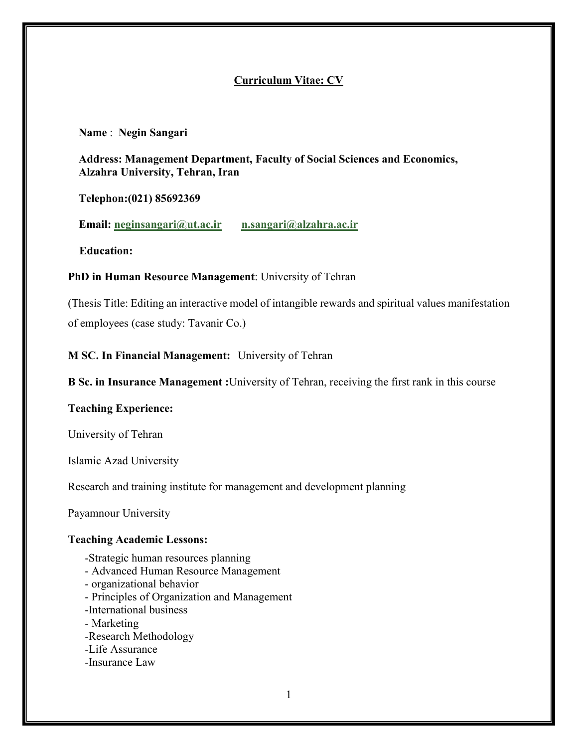# Curriculum Vitae: CV

**Name** : **Negin Sangari**

**Address: Management Department, Faculty of Social Sciences and Economics, Alzahra University, Tehran, Iran**

**Telephon:(021) 85692369**

**Email: neginsangari@ut.ac.ir n.sangari@alzahra.ac.ir**

**Education:**

**PhD in Human Resource Management**: University of Tehran

(Thesis Title: Editing an interactive model of intangible rewards and spiritual values manifestation of employees (case study: Tavanir Co.)

**M SC. In Financial Management:** University of Tehran

**B Sc. in Insurance Management :**University of Tehran, receiving the first rank in this course

**Teaching Experience:**

University of Tehran

Islamic Azad University

Research and training institute for management and development planning

Payamnour University

**Teaching Academic Lessons:**

- -Strategic human resources planning
- - Advanced Human Resource Management
- - organizational behavior
- - Principles of Organization and Management
- -International business
- - Marketing
- -Research Methodology
- -Life Assurance
- -Insurance Law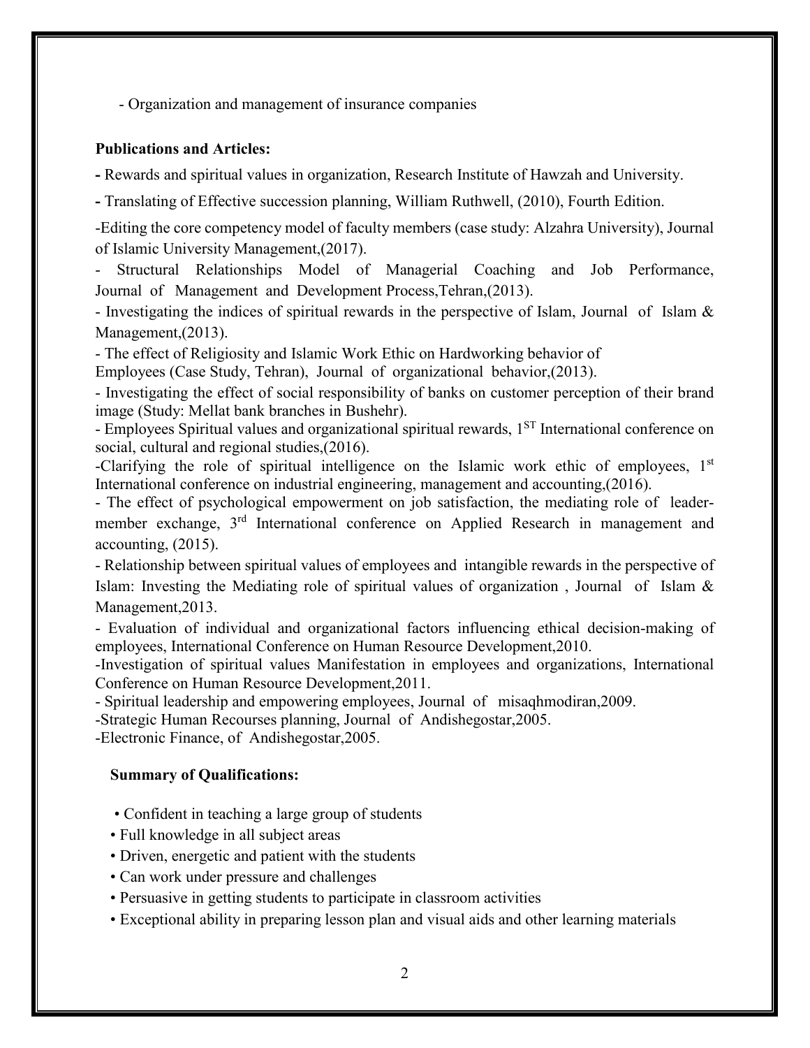- Organization and management of insurance companies

**Publications and Articles:**

**-** Rewards and spiritual values in organization, Research Institute of Hawzah and University.

**-** Translating of Effective succession planning, William Ruthwell, (2010), Fourth Edition.

-Editing the core competency model of faculty members (case study: Alzahra University), Journal of Islamic University Management,(2017).

- Structural Relationships Model of Managerial Coaching and Job Performance, Journal of Management and Development Process,Tehran,(2013).

- Investigating the indices of spiritual rewards in the perspective of Islam, Journal of Islam & Management,(2013).

- The effect of Religiosity and Islamic Work Ethic on Hardworking behavior of Employees (Case Study, Tehran), Journal of organizational behavior,(2013).

- Investigating the effect of social responsibility of banks on customer perception of their brand image (Study: Mellat bank branches in Bushehr).

- Employees Spiritual values and organizational spiritual rewards, 1ST International conference on social, cultural and regional studies,(2016).

-Clarifying the role of spiritual intelligence on the Islamic work ethic of employees, 1st International conference on industrial engineering, management and accounting,(2016).

- The effect of psychological empowerment on job satisfaction, the mediating role of leader-member exchange, 3rd International conference on Applied Research in management and accounting, (2015).

- Relationship between spiritual values of employees and intangible rewards in the perspective of Islam: Investing the Mediating role of spiritual values of organization , Journal of Islam & Management,2013.

- Evaluation of individual and organizational factors influencing ethical decision-making of employees, International Conference on Human Resource Development,2010.

-Investigation of spiritual values Manifestation in employees and organizations, International Conference on Human Resource Development,2011.

- Spiritual leadership and empowering employees, Journal of misaqhmodiran,2009.

-Strategic Human Recourses planning, Journal of Andishegostar,2005.

-Electronic Finance, of Andishegostar,2005.

**Summary of Qualifications:**

- Confident in teaching a large group of students
- Full knowledge in all subject areas
- Driven, energetic and patient with the students
- Can work under pressure and challenges
- Persuasive in getting students to participate in classroom activities
- Exceptional ability in preparing lesson plan and visual aids and other learning materials